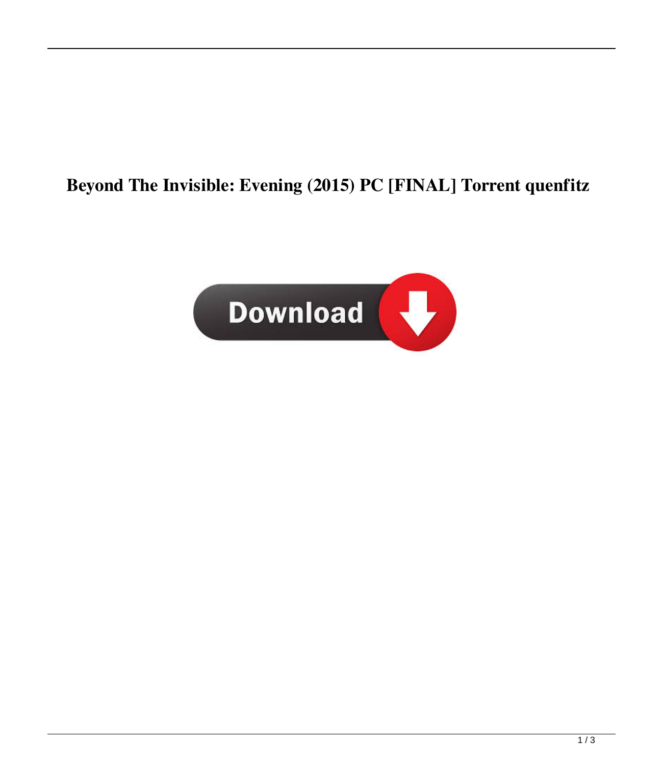**Beyond The Invisible: Evening (2015) PC [FINAL] Torrent quenfitz**

Download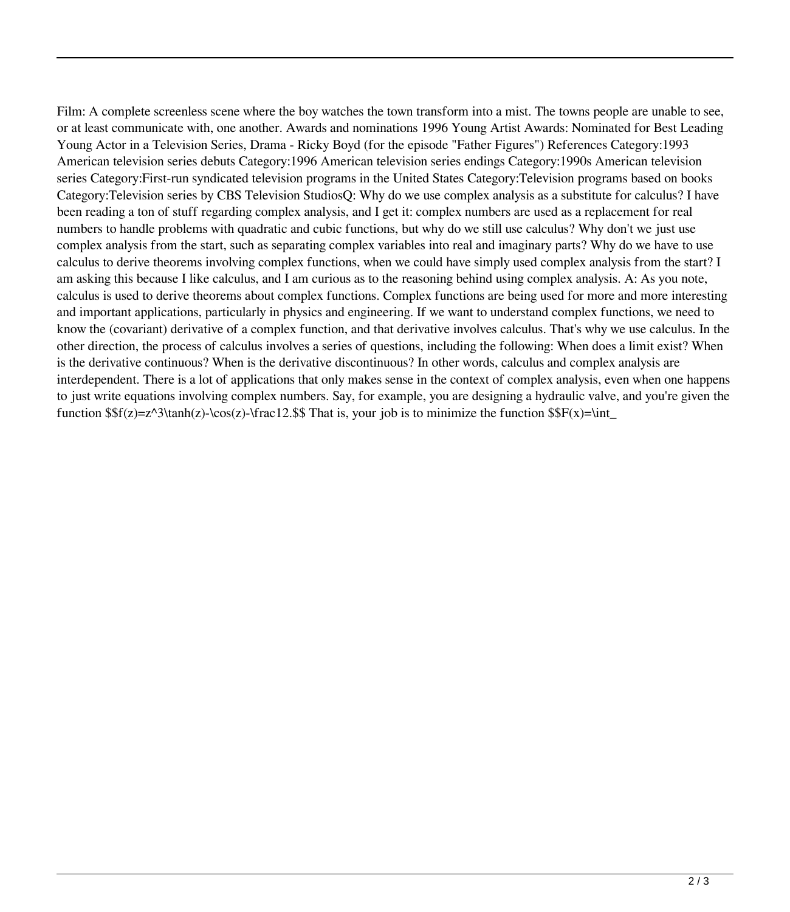Film: A complete screenless scene where the boy watches the town transform into a mist. The towns people are unable to see, or at least communicate with, one another. Awards and nominations 1996 Young Artist Awards: Nominated for Best Leading Young Actor in a Television Series, Drama - Ricky Boyd (for the episode "Father Figures") References Category:1993 American television series debuts Category:1996 American television series endings Category:1990s American television series Category:First-run syndicated television programs in the United States Category:Television programs based on books Category:Television series by CBS Television StudiosQ: Why do we use complex analysis as a substitute for calculus? I have been reading a ton of stuff regarding complex analysis, and I get it: complex numbers are used as a replacement for real numbers to handle problems with quadratic and cubic functions, but why do we still use calculus? Why don't we just use complex analysis from the start, such as separating complex variables into real and imaginary parts? Why do we have to use calculus to derive theorems involving complex functions, when we could have simply used complex analysis from the start? I am asking this because I like calculus, and I am curious as to the reasoning behind using complex analysis. A: As you note, calculus is used to derive theorems about complex functions. Complex functions are being used for more and more interesting and important applications, particularly in physics and engineering. If we want to understand complex functions, we need to know the (covariant) derivative of a complex function, and that derivative involves calculus. That's why we use calculus. In the other direction, the process of calculus involves a series of questions, including the following: When does a limit exist? When is the derivative continuous? When is the derivative discontinuous? In other words, calculus and complex analysis are interdependent. There is a lot of applications that only makes sense in the context of complex analysis, even when one happens to just write equations involving complex numbers. Say, for example, you are designing a hydraulic valve, and you're given the function $$f(z)=z^3\tanh(z)-\cos(z)-\frac12.$$ That is, your job is to minimize the function $$F(x)=\int_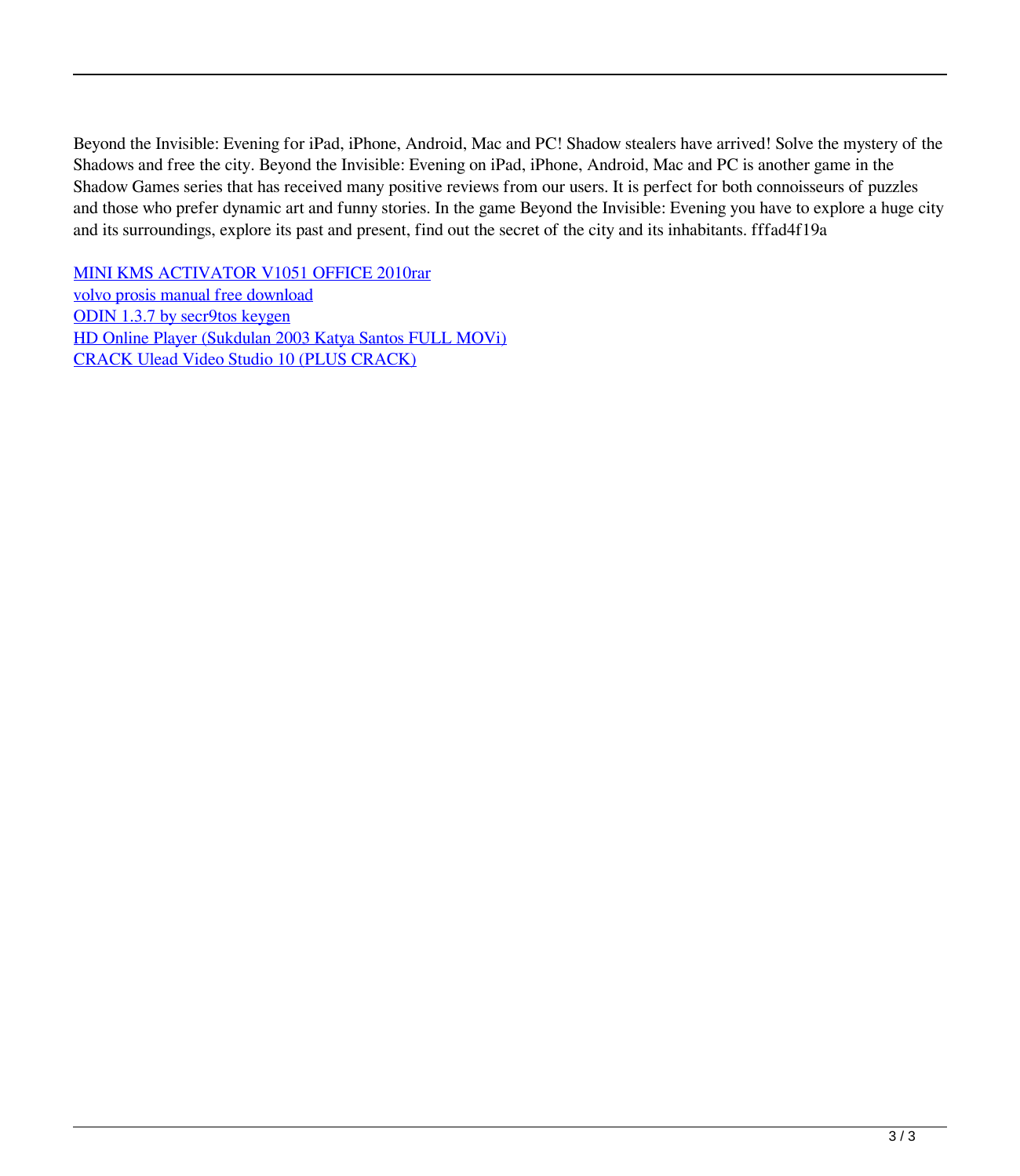Beyond the Invisible: Evening for iPad, iPhone, Android, Mac and PC! Shadow stealers have arrived! Solve the mystery of the Shadows and free the city. Beyond the Invisible: Evening on iPad, iPhone, Android, Mac and PC is another game in the Shadow Games series that has received many positive reviews from our users. It is perfect for both connoisseurs of puzzles and those who prefer dynamic art and funny stories. In the game Beyond the Invisible: Evening you have to explore a huge city and its surroundings, explore its past and present, find out the secret of the city and its inhabitants. fffad4f19a

MINI KMS ACTIVATOR V1051 OFFICE 2010rar
volvo prosis manual free download
ODIN 1.3.7 by secr9tos keygen
HD Online Player (Sukdulan 2003 Katya Santos FULL MOVi)
CRACK Ulead Video Studio 10 (PLUS CRACK)